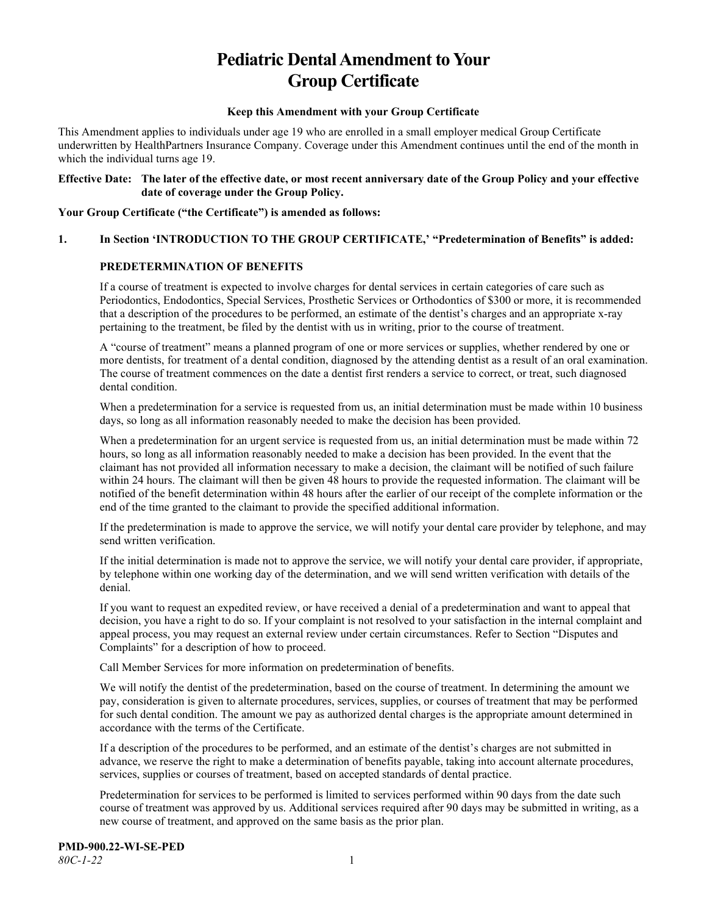# Pediatric Dental Amendment to Your Group Certificate

**Keep this Amendment with your Group Certificate**

This Amendment applies to individuals under age 19 who are enrolled in a small employer medical Group Certificate underwritten by HealthPartners Insurance Company. Coverage under this Amendment continues until the end of the month in which the individual turns age 19.

**Effective Date: The later of the effective date, or most recent anniversary date of the Group Policy and your effective date of coverage under the Group Policy.**

**Your Group Certificate ("the Certificate") is amended as follows:**

**1. In Section 'INTRODUCTION TO THE GROUP CERTIFICATE,' "Predetermination of Benefits" is added:**

**PREDETERMINATION OF BENEFITS**

If a course of treatment is expected to involve charges for dental services in certain categories of care such as Periodontics, Endodontics, Special Services, Prosthetic Services or Orthodontics of $300 or more, it is recommended that a description of the procedures to be performed, an estimate of the dentist's charges and an appropriate x-ray pertaining to the treatment, be filed by the dentist with us in writing, prior to the course of treatment.

A "course of treatment" means a planned program of one or more services or supplies, whether rendered by one or more dentists, for treatment of a dental condition, diagnosed by the attending dentist as a result of an oral examination. The course of treatment commences on the date a dentist first renders a service to correct, or treat, such diagnosed dental condition.

When a predetermination for a service is requested from us, an initial determination must be made within 10 business days, so long as all information reasonably needed to make the decision has been provided.

When a predetermination for an urgent service is requested from us, an initial determination must be made within 72 hours, so long as all information reasonably needed to make a decision has been provided. In the event that the claimant has not provided all information necessary to make a decision, the claimant will be notified of such failure within 24 hours. The claimant will then be given 48 hours to provide the requested information. The claimant will be notified of the benefit determination within 48 hours after the earlier of our receipt of the complete information or the end of the time granted to the claimant to provide the specified additional information.

If the predetermination is made to approve the service, we will notify your dental care provider by telephone, and may send written verification.

If the initial determination is made not to approve the service, we will notify your dental care provider, if appropriate, by telephone within one working day of the determination, and we will send written verification with details of the denial.

If you want to request an expedited review, or have received a denial of a predetermination and want to appeal that decision, you have a right to do so. If your complaint is not resolved to your satisfaction in the internal complaint and appeal process, you may request an external review under certain circumstances. Refer to Section "Disputes and Complaints" for a description of how to proceed.

Call Member Services for more information on predetermination of benefits.

We will notify the dentist of the predetermination, based on the course of treatment. In determining the amount we pay, consideration is given to alternate procedures, services, supplies, or courses of treatment that may be performed for such dental condition. The amount we pay as authorized dental charges is the appropriate amount determined in accordance with the terms of the Certificate.

If a description of the procedures to be performed, and an estimate of the dentist's charges are not submitted in advance, we reserve the right to make a determination of benefits payable, taking into account alternate procedures, services, supplies or courses of treatment, based on accepted standards of dental practice.

Predetermination for services to be performed is limited to services performed within 90 days from the date such course of treatment was approved by us. Additional services required after 90 days may be submitted in writing, as a new course of treatment, and approved on the same basis as the prior plan.

**PMD-900.22-WI-SE-PED**
*80C-1-22*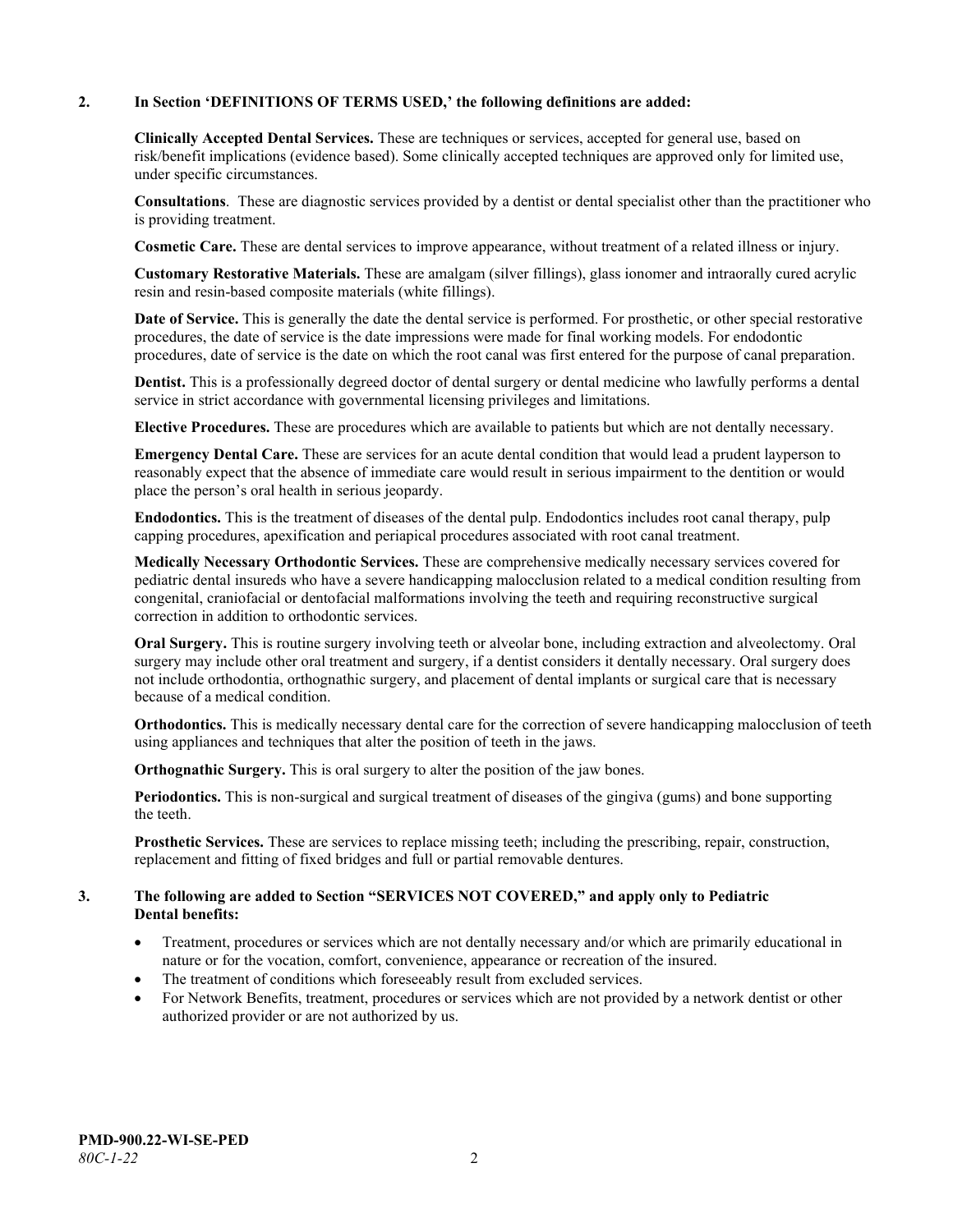**2. In Section 'DEFINITIONS OF TERMS USED,' the following definitions are added:**

**Clinically Accepted Dental Services.** These are techniques or services, accepted for general use, based on risk/benefit implications (evidence based). Some clinically accepted techniques are approved only for limited use, under specific circumstances.

**Consultations**. These are diagnostic services provided by a dentist or dental specialist other than the practitioner who is providing treatment.

**Cosmetic Care.** These are dental services to improve appearance, without treatment of a related illness or injury.

**Customary Restorative Materials.** These are amalgam (silver fillings), glass ionomer and intraorally cured acrylic resin and resin-based composite materials (white fillings).

**Date of Service.** This is generally the date the dental service is performed. For prosthetic, or other special restorative procedures, the date of service is the date impressions were made for final working models. For endodontic procedures, date of service is the date on which the root canal was first entered for the purpose of canal preparation.

**Dentist.** This is a professionally degreed doctor of dental surgery or dental medicine who lawfully performs a dental service in strict accordance with governmental licensing privileges and limitations.

**Elective Procedures.** These are procedures which are available to patients but which are not dentally necessary.

**Emergency Dental Care.** These are services for an acute dental condition that would lead a prudent layperson to reasonably expect that the absence of immediate care would result in serious impairment to the dentition or would place the person's oral health in serious jeopardy.

**Endodontics.** This is the treatment of diseases of the dental pulp. Endodontics includes root canal therapy, pulp capping procedures, apexification and periapical procedures associated with root canal treatment.

**Medically Necessary Orthodontic Services.** These are comprehensive medically necessary services covered for pediatric dental insureds who have a severe handicapping malocclusion related to a medical condition resulting from congenital, craniofacial or dentofacial malformations involving the teeth and requiring reconstructive surgical correction in addition to orthodontic services.

**Oral Surgery.** This is routine surgery involving teeth or alveolar bone, including extraction and alveolectomy. Oral surgery may include other oral treatment and surgery, if a dentist considers it dentally necessary. Oral surgery does not include orthodontia, orthognathic surgery, and placement of dental implants or surgical care that is necessary because of a medical condition.

**Orthodontics.** This is medically necessary dental care for the correction of severe handicapping malocclusion of teeth using appliances and techniques that alter the position of teeth in the jaws.

**Orthognathic Surgery.** This is oral surgery to alter the position of the jaw bones.

**Periodontics.** This is non-surgical and surgical treatment of diseases of the gingiva (gums) and bone supporting the teeth.

**Prosthetic Services.** These are services to replace missing teeth; including the prescribing, repair, construction, replacement and fitting of fixed bridges and full or partial removable dentures.

**3. The following are added to Section "SERVICES NOT COVERED," and apply only to Pediatric Dental benefits:**

- Treatment, procedures or services which are not dentally necessary and/or which are primarily educational in nature or for the vocation, comfort, convenience, appearance or recreation of the insured.
- The treatment of conditions which foreseeably result from excluded services.
- For Network Benefits, treatment, procedures or services which are not provided by a network dentist or other authorized provider or are not authorized by us.

**PMD-900.22-WI-SE-PED**
*80C-1-22*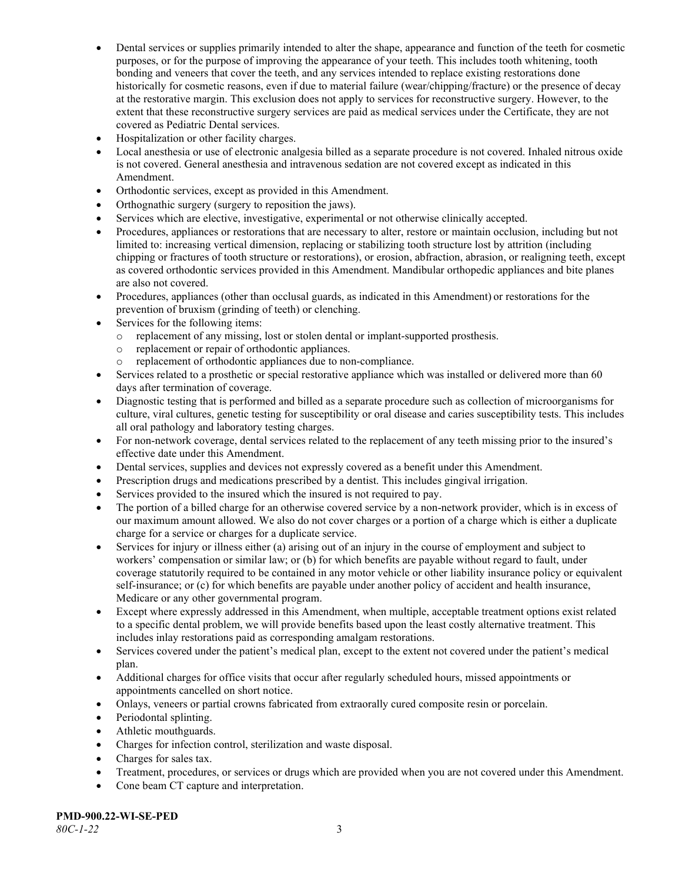- Dental services or supplies primarily intended to alter the shape, appearance and function of the teeth for cosmetic purposes, or for the purpose of improving the appearance of your teeth. This includes tooth whitening, tooth bonding and veneers that cover the teeth, and any services intended to replace existing restorations done historically for cosmetic reasons, even if due to material failure (wear/chipping/fracture) or the presence of decay at the restorative margin. This exclusion does not apply to services for reconstructive surgery. However, to the extent that these reconstructive surgery services are paid as medical services under the Certificate, they are not covered as Pediatric Dental services.
- Hospitalization or other facility charges.
- Local anesthesia or use of electronic analgesia billed as a separate procedure is not covered. Inhaled nitrous oxide is not covered. General anesthesia and intravenous sedation are not covered except as indicated in this Amendment.
- Orthodontic services, except as provided in this Amendment.
- Orthognathic surgery (surgery to reposition the jaws).
- Services which are elective, investigative, experimental or not otherwise clinically accepted.
- Procedures, appliances or restorations that are necessary to alter, restore or maintain occlusion, including but not limited to: increasing vertical dimension, replacing or stabilizing tooth structure lost by attrition (including chipping or fractures of tooth structure or restorations), or erosion, abfraction, abrasion, or realigning teeth, except as covered orthodontic services provided in this Amendment. Mandibular orthopedic appliances and bite planes are also not covered.
- Procedures, appliances (other than occlusal guards, as indicated in this Amendment) or restorations for the prevention of bruxism (grinding of teeth) or clenching.
- Services for the following items:
  - replacement of any missing, lost or stolen dental or implant-supported prosthesis.
  - replacement or repair of orthodontic appliances.
  - replacement of orthodontic appliances due to non-compliance.
- Services related to a prosthetic or special restorative appliance which was installed or delivered more than 60 days after termination of coverage.
- Diagnostic testing that is performed and billed as a separate procedure such as collection of microorganisms for culture, viral cultures, genetic testing for susceptibility or oral disease and caries susceptibility tests. This includes all oral pathology and laboratory testing charges.
- For non-network coverage, dental services related to the replacement of any teeth missing prior to the insured's effective date under this Amendment.
- Dental services, supplies and devices not expressly covered as a benefit under this Amendment.
- Prescription drugs and medications prescribed by a dentist. This includes gingival irrigation.
- Services provided to the insured which the insured is not required to pay.
- The portion of a billed charge for an otherwise covered service by a non-network provider, which is in excess of our maximum amount allowed. We also do not cover charges or a portion of a charge which is either a duplicate charge for a service or charges for a duplicate service.
- Services for injury or illness either (a) arising out of an injury in the course of employment and subject to workers' compensation or similar law; or (b) for which benefits are payable without regard to fault, under coverage statutorily required to be contained in any motor vehicle or other liability insurance policy or equivalent self-insurance; or (c) for which benefits are payable under another policy of accident and health insurance, Medicare or any other governmental program.
- Except where expressly addressed in this Amendment, when multiple, acceptable treatment options exist related to a specific dental problem, we will provide benefits based upon the least costly alternative treatment. This includes inlay restorations paid as corresponding amalgam restorations.
- Services covered under the patient's medical plan, except to the extent not covered under the patient's medical plan.
- Additional charges for office visits that occur after regularly scheduled hours, missed appointments or appointments cancelled on short notice.
- Onlays, veneers or partial crowns fabricated from extraorally cured composite resin or porcelain.
- Periodontal splinting.
- Athletic mouthguards.
- Charges for infection control, sterilization and waste disposal.
- Charges for sales tax.
- Treatment, procedures, or services or drugs which are provided when you are not covered under this Amendment.
- Cone beam CT capture and interpretation.

**PMD-900.22-WI-SE-PED**
*80C-1-22*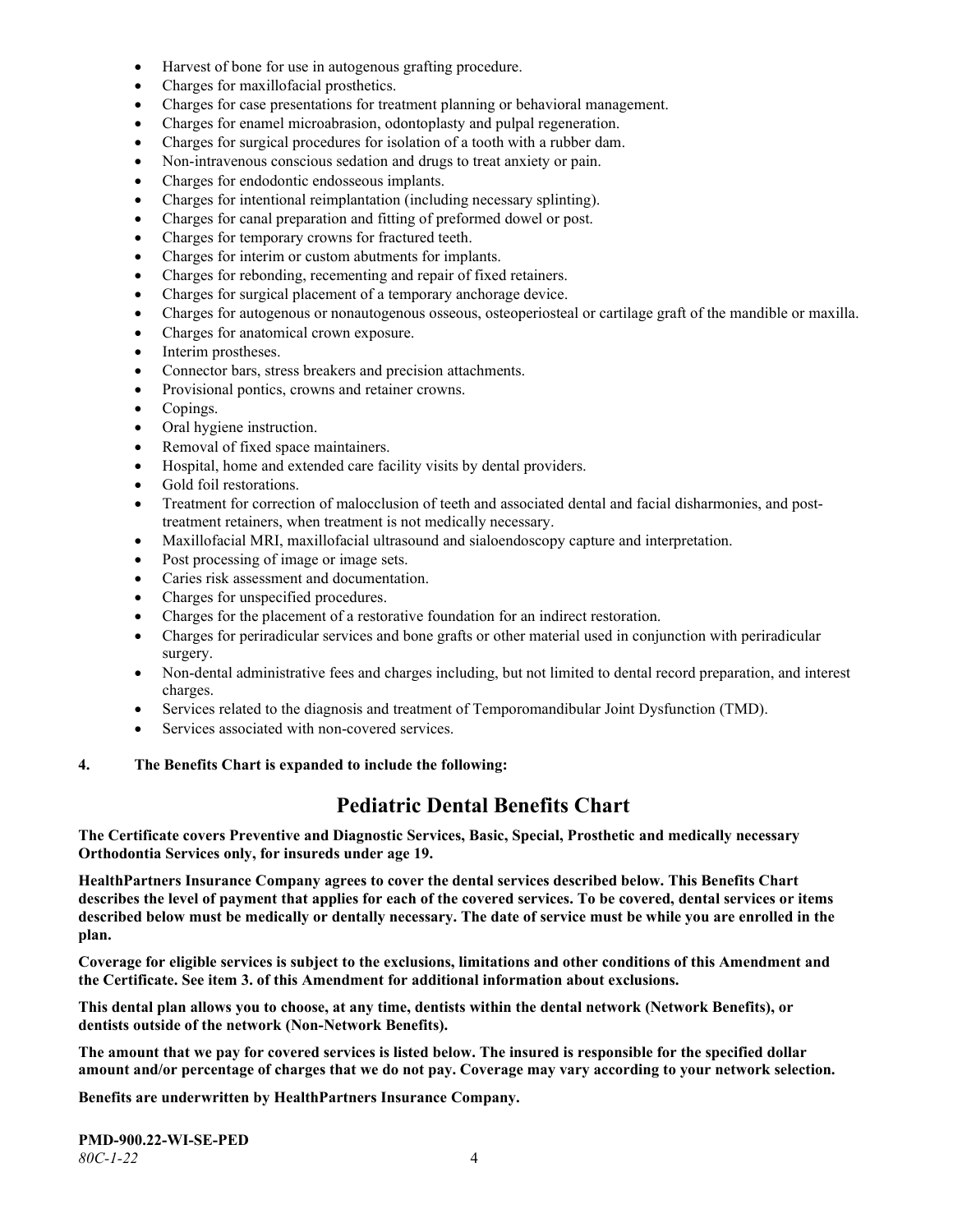- Harvest of bone for use in autogenous grafting procedure.
- Charges for maxillofacial prosthetics.
- Charges for case presentations for treatment planning or behavioral management.
- Charges for enamel microabrasion, odontoplasty and pulpal regeneration.
- Charges for surgical procedures for isolation of a tooth with a rubber dam.
- Non-intravenous conscious sedation and drugs to treat anxiety or pain.
- Charges for endodontic endosseous implants.
- Charges for intentional reimplantation (including necessary splinting).
- Charges for canal preparation and fitting of preformed dowel or post.
- Charges for temporary crowns for fractured teeth.
- Charges for interim or custom abutments for implants.
- Charges for rebonding, recementing and repair of fixed retainers.
- Charges for surgical placement of a temporary anchorage device.
- Charges for autogenous or nonautogenous osseous, osteoperiosteal or cartilage graft of the mandible or maxilla.
- Charges for anatomical crown exposure.
- Interim prostheses.
- Connector bars, stress breakers and precision attachments.
- Provisional pontics, crowns and retainer crowns.
- Copings.
- Oral hygiene instruction.
- Removal of fixed space maintainers.
- Hospital, home and extended care facility visits by dental providers.
- Gold foil restorations.
- Treatment for correction of malocclusion of teeth and associated dental and facial disharmonies, and post-treatment retainers, when treatment is not medically necessary.
- Maxillofacial MRI, maxillofacial ultrasound and sialoendoscopy capture and interpretation.
- Post processing of image or image sets.
- Caries risk assessment and documentation.
- Charges for unspecified procedures.
- Charges for the placement of a restorative foundation for an indirect restoration.
- Charges for periradicular services and bone grafts or other material used in conjunction with periradicular surgery.
- Non-dental administrative fees and charges including, but not limited to dental record preparation, and interest charges.
- Services related to the diagnosis and treatment of Temporomandibular Joint Dysfunction (TMD).
- Services associated with non-covered services.

**4. The Benefits Chart is expanded to include the following:**

## Pediatric Dental Benefits Chart

**The Certificate covers Preventive and Diagnostic Services, Basic, Special, Prosthetic and medically necessary Orthodontia Services only, for insureds under age 19.**

**HealthPartners Insurance Company agrees to cover the dental services described below. This Benefits Chart describes the level of payment that applies for each of the covered services. To be covered, dental services or items described below must be medically or dentally necessary. The date of service must be while you are enrolled in the plan.**

**Coverage for eligible services is subject to the exclusions, limitations and other conditions of this Amendment and the Certificate. See item 3. of this Amendment for additional information about exclusions.**

**This dental plan allows you to choose, at any time, dentists within the dental network (Network Benefits), or dentists outside of the network (Non-Network Benefits).**

**The amount that we pay for covered services is listed below. The insured is responsible for the specified dollar amount and/or percentage of charges that we do not pay. Coverage may vary according to your network selection.**

**Benefits are underwritten by HealthPartners Insurance Company.**

**PMD-900.22-WI-SE-PED**
*80C-1-22*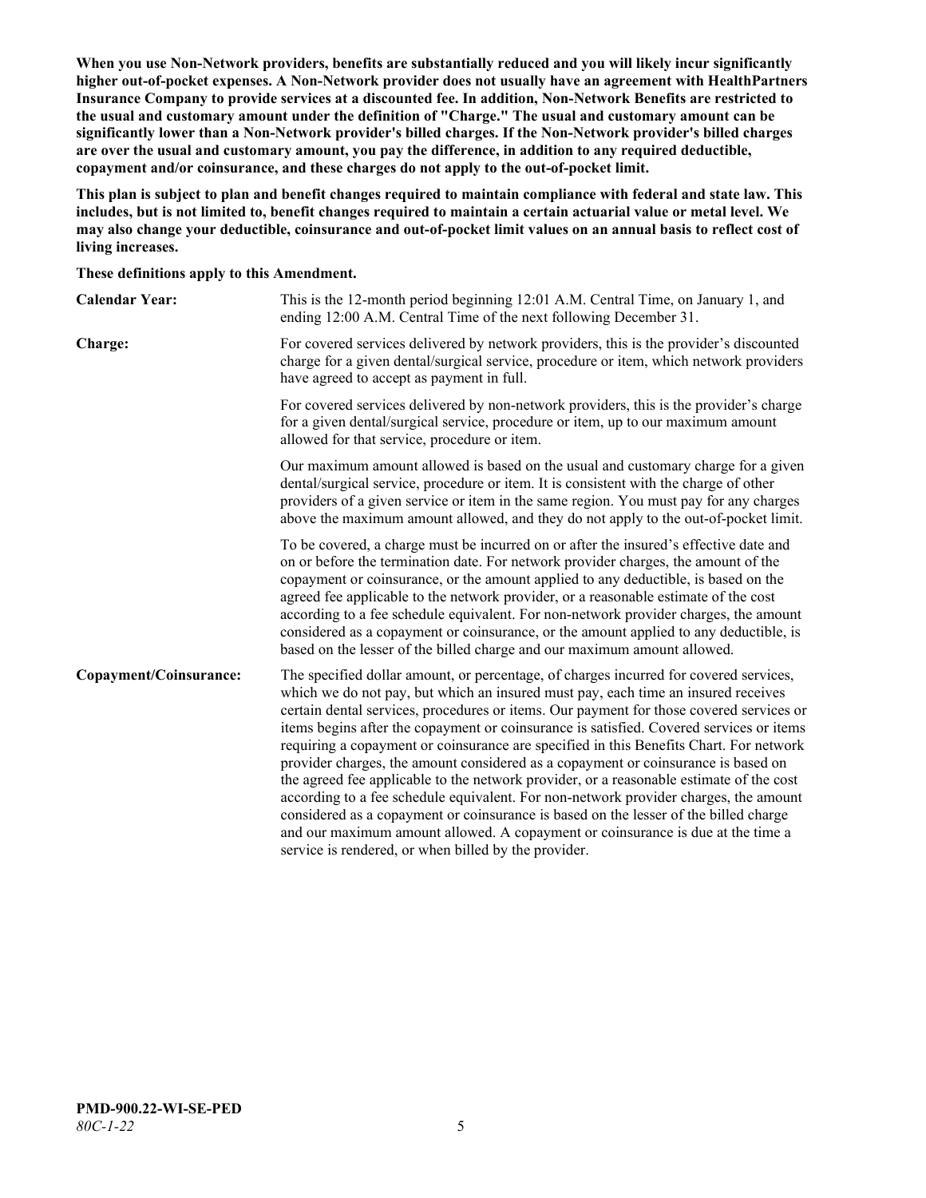**When you use Non-Network providers, benefits are substantially reduced and you will likely incur significantly higher out-of-pocket expenses. A Non-Network provider does not usually have an agreement with HealthPartners Insurance Company to provide services at a discounted fee. In addition, Non-Network Benefits are restricted to the usual and customary amount under the definition of "Charge." The usual and customary amount can be significantly lower than a Non-Network provider's billed charges. If the Non-Network provider's billed charges are over the usual and customary amount, you pay the difference, in addition to any required deductible, copayment and/or coinsurance, and these charges do not apply to the out-of-pocket limit.**

**This plan is subject to plan and benefit changes required to maintain compliance with federal and state law. This includes, but is not limited to, benefit changes required to maintain a certain actuarial value or metal level. We may also change your deductible, coinsurance and out-of-pocket limit values on an annual basis to reflect cost of living increases.**

**These definitions apply to this Amendment.**

**Calendar Year:** This is the 12-month period beginning 12:01 A.M. Central Time, on January 1, and ending 12:00 A.M. Central Time of the next following December 31.

**Charge:** For covered services delivered by network providers, this is the provider's discounted charge for a given dental/surgical service, procedure or item, which network providers have agreed to accept as payment in full.

For covered services delivered by non-network providers, this is the provider's charge for a given dental/surgical service, procedure or item, up to our maximum amount allowed for that service, procedure or item.

Our maximum amount allowed is based on the usual and customary charge for a given dental/surgical service, procedure or item. It is consistent with the charge of other providers of a given service or item in the same region. You must pay for any charges above the maximum amount allowed, and they do not apply to the out-of-pocket limit.

To be covered, a charge must be incurred on or after the insured's effective date and on or before the termination date. For network provider charges, the amount of the copayment or coinsurance, or the amount applied to any deductible, is based on the agreed fee applicable to the network provider, or a reasonable estimate of the cost according to a fee schedule equivalent. For non-network provider charges, the amount considered as a copayment or coinsurance, or the amount applied to any deductible, is based on the lesser of the billed charge and our maximum amount allowed.

**Copayment/Coinsurance:** The specified dollar amount, or percentage, of charges incurred for covered services, which we do not pay, but which an insured must pay, each time an insured receives certain dental services, procedures or items. Our payment for those covered services or items begins after the copayment or coinsurance is satisfied. Covered services or items requiring a copayment or coinsurance are specified in this Benefits Chart. For network provider charges, the amount considered as a copayment or coinsurance is based on the agreed fee applicable to the network provider, or a reasonable estimate of the cost according to a fee schedule equivalent. For non-network provider charges, the amount considered as a copayment or coinsurance is based on the lesser of the billed charge and our maximum amount allowed. A copayment or coinsurance is due at the time a service is rendered, or when billed by the provider.

**PMD-900.22-WI-SE-PED**
*80C-1-22*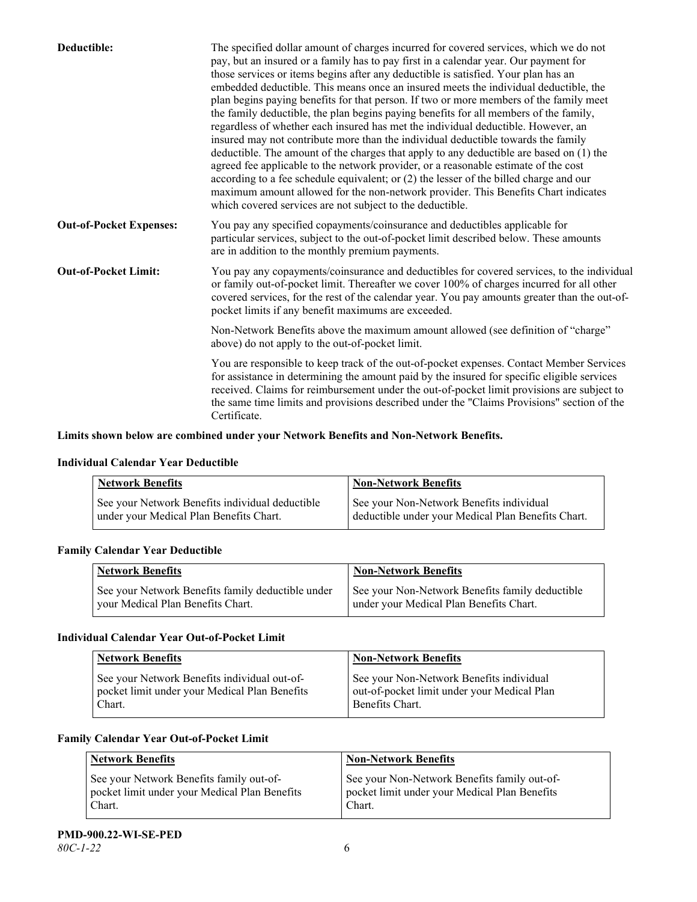**Deductible:** The specified dollar amount of charges incurred for covered services, which we do not pay, but an insured or a family has to pay first in a calendar year. Our payment for those services or items begins after any deductible is satisfied. Your plan has an embedded deductible. This means once an insured meets the individual deductible, the plan begins paying benefits for that person. If two or more members of the family meet the family deductible, the plan begins paying benefits for all members of the family, regardless of whether each insured has met the individual deductible. However, an insured may not contribute more than the individual deductible towards the family deductible. The amount of the charges that apply to any deductible are based on (1) the agreed fee applicable to the network provider, or a reasonable estimate of the cost according to a fee schedule equivalent; or (2) the lesser of the billed charge and our maximum amount allowed for the non-network provider. This Benefits Chart indicates which covered services are not subject to the deductible.

**Out-of-Pocket Expenses:** You pay any specified copayments/coinsurance and deductibles applicable for particular services, subject to the out-of-pocket limit described below. These amounts are in addition to the monthly premium payments.

**Out-of-Pocket Limit:** You pay any copayments/coinsurance and deductibles for covered services, to the individual or family out-of-pocket limit. Thereafter we cover 100% of charges incurred for all other covered services, for the rest of the calendar year. You pay amounts greater than the out-of-pocket limits if any benefit maximums are exceeded.

Non-Network Benefits above the maximum amount allowed (see definition of "charge" above) do not apply to the out-of-pocket limit.

You are responsible to keep track of the out-of-pocket expenses. Contact Member Services for assistance in determining the amount paid by the insured for specific eligible services received. Claims for reimbursement under the out-of-pocket limit provisions are subject to the same time limits and provisions described under the "Claims Provisions" section of the Certificate.

**Limits shown below are combined under your Network Benefits and Non-Network Benefits.**

**Individual Calendar Year Deductible**

| Network Benefits | Non-Network Benefits |
|---|---|
| See your Network Benefits individual deductible under your Medical Plan Benefits Chart. | See your Non-Network Benefits individual deductible under your Medical Plan Benefits Chart. |

**Family Calendar Year Deductible**

| Network Benefits | Non-Network Benefits |
|---|---|
| See your Network Benefits family deductible under your Medical Plan Benefits Chart. | See your Non-Network Benefits family deductible under your Medical Plan Benefits Chart. |

**Individual Calendar Year Out-of-Pocket Limit**

| Network Benefits | Non-Network Benefits |
|---|---|
| See your Network Benefits individual out-of-pocket limit under your Medical Plan Benefits Chart. | See your Non-Network Benefits individual out-of-pocket limit under your Medical Plan Benefits Chart. |

**Family Calendar Year Out-of-Pocket Limit**

| Network Benefits | Non-Network Benefits |
|---|---|
| See your Network Benefits family out-of-pocket limit under your Medical Plan Benefits Chart. | See your Non-Network Benefits family out-of-pocket limit under your Medical Plan Benefits Chart. |

**PMD-900.22-WI-SE-PED**
*80C-1-22*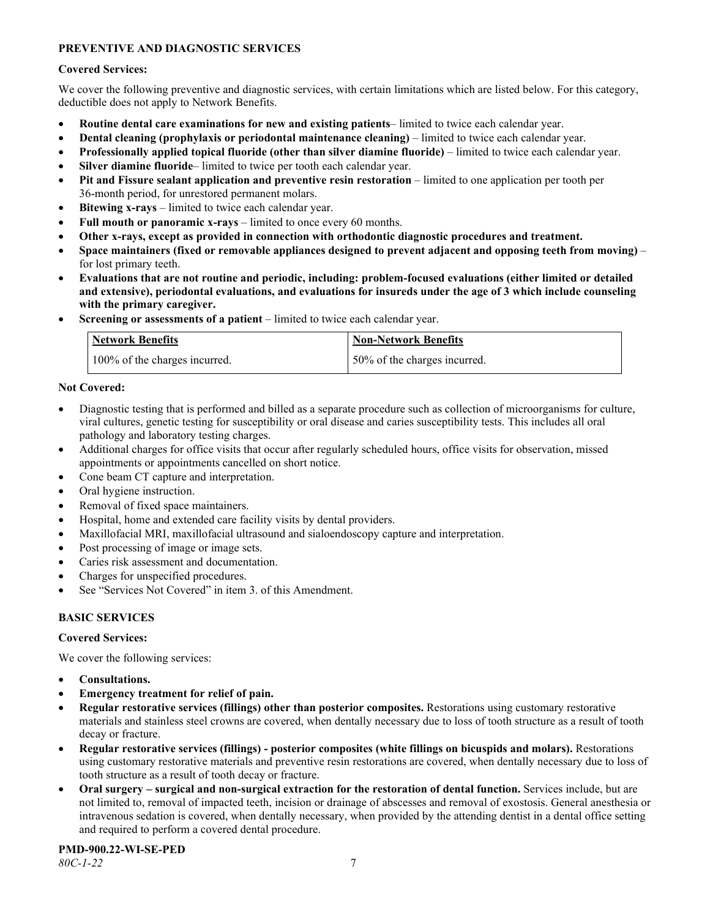**PREVENTIVE AND DIAGNOSTIC SERVICES**

**Covered Services:**

We cover the following preventive and diagnostic services, with certain limitations which are listed below. For this category, deductible does not apply to Network Benefits.

- **Routine dental care examinations for new and existing patients**– limited to twice each calendar year.
- **Dental cleaning (prophylaxis or periodontal maintenance cleaning)** – limited to twice each calendar year.
- **Professionally applied topical fluoride (other than silver diamine fluoride)** – limited to twice each calendar year.
- **Silver diamine fluoride**– limited to twice per tooth each calendar year.
- **Pit and Fissure sealant application and preventive resin restoration** – limited to one application per tooth per 36-month period, for unrestored permanent molars.
- **Bitewing x-rays** – limited to twice each calendar year.
- **Full mouth or panoramic x-rays** – limited to once every 60 months.
- **Other x-rays, except as provided in connection with orthodontic diagnostic procedures and treatment.**
- **Space maintainers (fixed or removable appliances designed to prevent adjacent and opposing teeth from moving)** – for lost primary teeth.
- **Evaluations that are not routine and periodic, including: problem-focused evaluations (either limited or detailed and extensive), periodontal evaluations, and evaluations for insureds under the age of 3 which include counseling with the primary caregiver.**
- **Screening or assessments of a patient** – limited to twice each calendar year.

| Network Benefits | Non-Network Benefits |
|---|---|
| 100% of the charges incurred. | 50% of the charges incurred. |

**Not Covered:**

- Diagnostic testing that is performed and billed as a separate procedure such as collection of microorganisms for culture, viral cultures, genetic testing for susceptibility or oral disease and caries susceptibility tests. This includes all oral pathology and laboratory testing charges.
- Additional charges for office visits that occur after regularly scheduled hours, office visits for observation, missed appointments or appointments cancelled on short notice.
- Cone beam CT capture and interpretation.
- Oral hygiene instruction.
- Removal of fixed space maintainers.
- Hospital, home and extended care facility visits by dental providers.
- Maxillofacial MRI, maxillofacial ultrasound and sialoendoscopy capture and interpretation.
- Post processing of image or image sets.
- Caries risk assessment and documentation.
- Charges for unspecified procedures.
- See "Services Not Covered" in item 3. of this Amendment.

**BASIC SERVICES**

**Covered Services:**

We cover the following services:

- **Consultations.**
- **Emergency treatment for relief of pain.**
- **Regular restorative services (fillings) other than posterior composites.** Restorations using customary restorative materials and stainless steel crowns are covered, when dentally necessary due to loss of tooth structure as a result of tooth decay or fracture.
- **Regular restorative services (fillings) - posterior composites (white fillings on bicuspids and molars).** Restorations using customary restorative materials and preventive resin restorations are covered, when dentally necessary due to loss of tooth structure as a result of tooth decay or fracture.
- **Oral surgery – surgical and non-surgical extraction for the restoration of dental function.** Services include, but are not limited to, removal of impacted teeth, incision or drainage of abscesses and removal of exostosis. General anesthesia or intravenous sedation is covered, when dentally necessary, when provided by the attending dentist in a dental office setting and required to perform a covered dental procedure.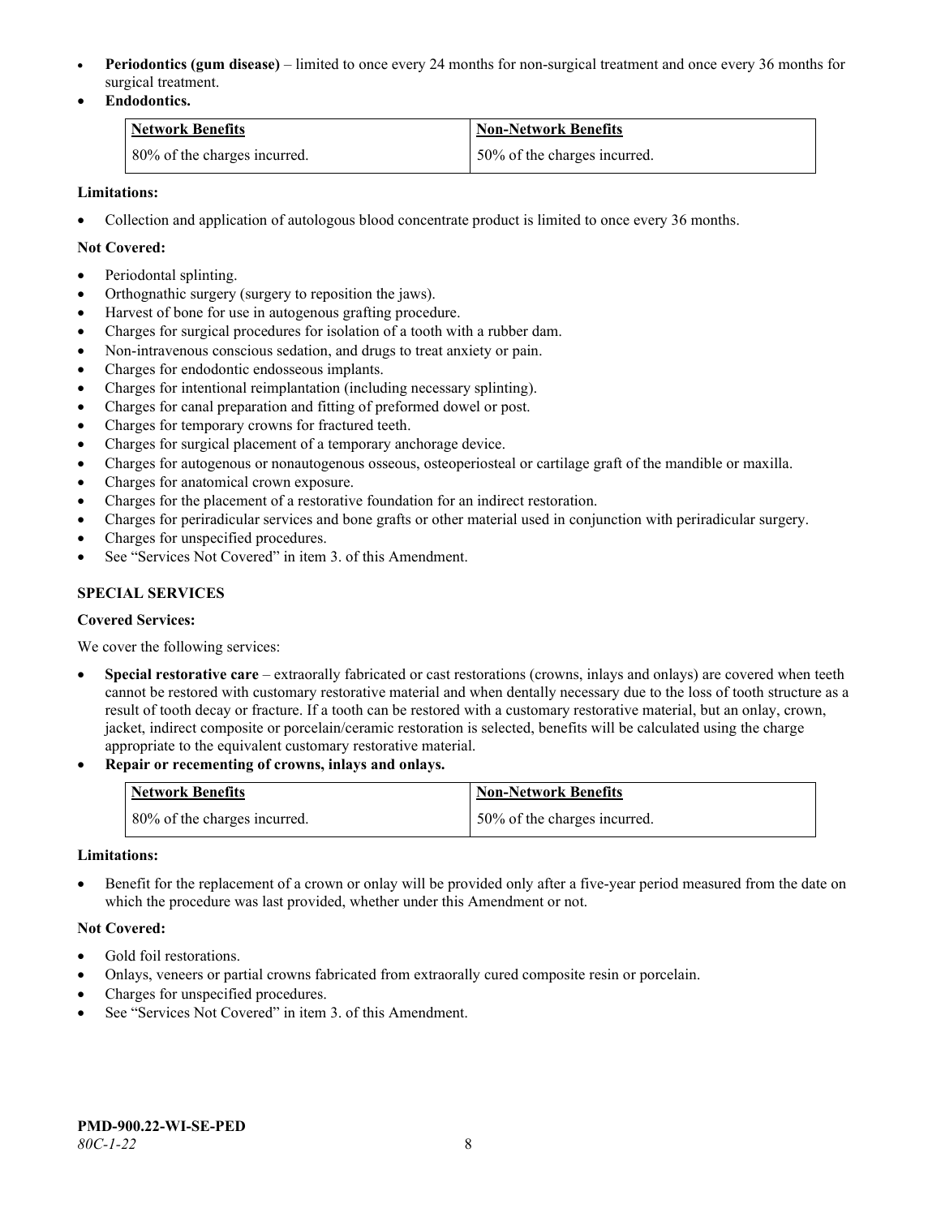- **Periodontics (gum disease)** – limited to once every 24 months for non-surgical treatment and once every 36 months for surgical treatment.
- **Endodontics.**

| Network Benefits | Non-Network Benefits |
| --- | --- |
| 80% of the charges incurred. | 50% of the charges incurred. |

**Limitations:**

- Collection and application of autologous blood concentrate product is limited to once every 36 months.

**Not Covered:**

- Periodontal splinting.
- Orthognathic surgery (surgery to reposition the jaws).
- Harvest of bone for use in autogenous grafting procedure.
- Charges for surgical procedures for isolation of a tooth with a rubber dam.
- Non-intravenous conscious sedation, and drugs to treat anxiety or pain.
- Charges for endodontic endosseous implants.
- Charges for intentional reimplantation (including necessary splinting).
- Charges for canal preparation and fitting of preformed dowel or post.
- Charges for temporary crowns for fractured teeth.
- Charges for surgical placement of a temporary anchorage device.
- Charges for autogenous or nonautogenous osseous, osteoperiosteal or cartilage graft of the mandible or maxilla.
- Charges for anatomical crown exposure.
- Charges for the placement of a restorative foundation for an indirect restoration.
- Charges for periradicular services and bone grafts or other material used in conjunction with periradicular surgery.
- Charges for unspecified procedures.
- See "Services Not Covered" in item 3. of this Amendment.

### SPECIAL SERVICES

**Covered Services:**

We cover the following services:

- **Special restorative care** – extraorally fabricated or cast restorations (crowns, inlays and onlays) are covered when teeth cannot be restored with customary restorative material and when dentally necessary due to the loss of tooth structure as a result of tooth decay or fracture. If a tooth can be restored with a customary restorative material, but an onlay, crown, jacket, indirect composite or porcelain/ceramic restoration is selected, benefits will be calculated using the charge appropriate to the equivalent customary restorative material.
- **Repair or recementing of crowns, inlays and onlays.**

| Network Benefits | Non-Network Benefits |
| --- | --- |
| 80% of the charges incurred. | 50% of the charges incurred. |

**Limitations:**

- Benefit for the replacement of a crown or onlay will be provided only after a five-year period measured from the date on which the procedure was last provided, whether under this Amendment or not.

**Not Covered:**

- Gold foil restorations.
- Onlays, veneers or partial crowns fabricated from extraorally cured composite resin or porcelain.
- Charges for unspecified procedures.
- See "Services Not Covered" in item 3. of this Amendment.

**PMD-900.22-WI-SE-PED**
*80C-1-22*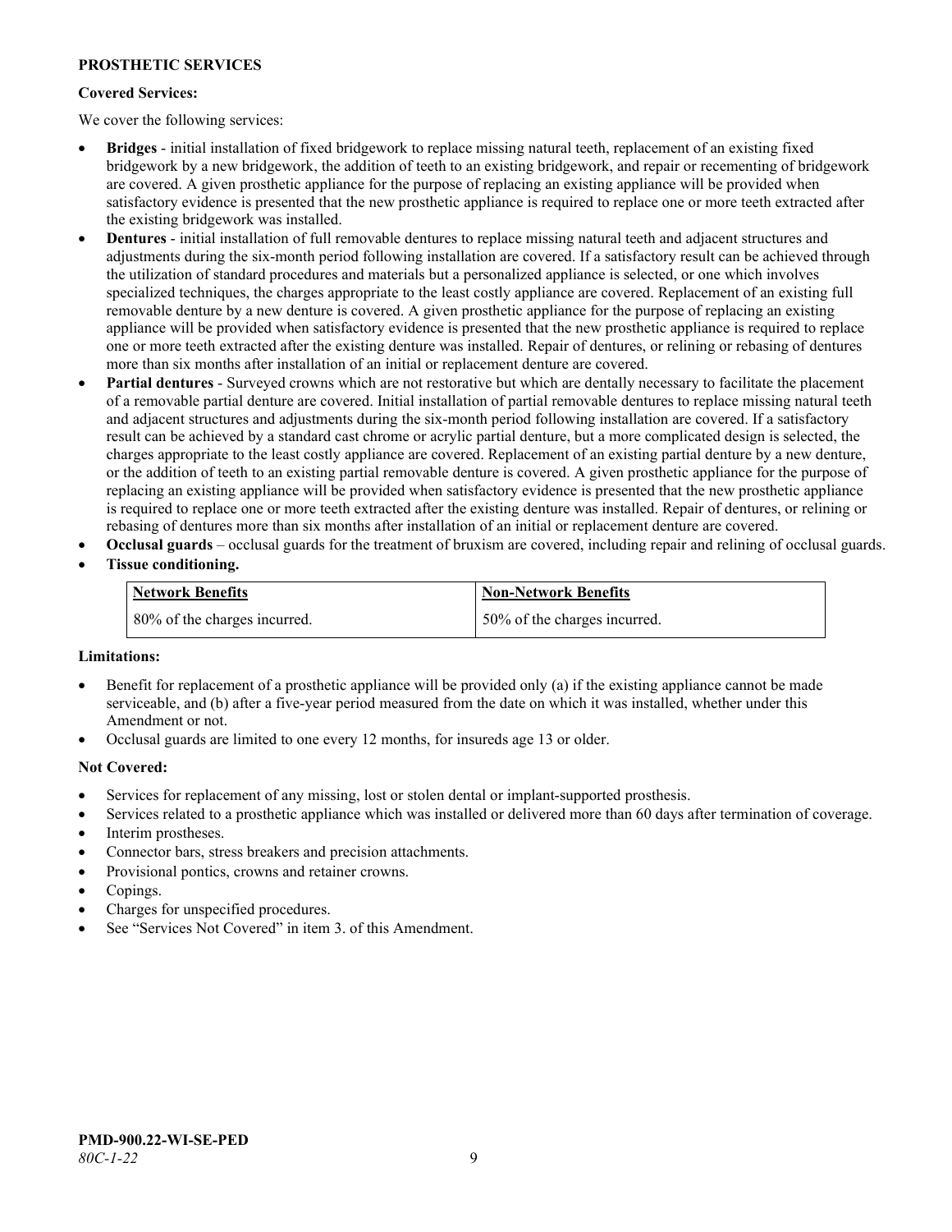**PROSTHETIC SERVICES**

**Covered Services:**

We cover the following services:

- **Bridges** - initial installation of fixed bridgework to replace missing natural teeth, replacement of an existing fixed bridgework by a new bridgework, the addition of teeth to an existing bridgework, and repair or recementing of bridgework are covered. A given prosthetic appliance for the purpose of replacing an existing appliance will be provided when satisfactory evidence is presented that the new prosthetic appliance is required to replace one or more teeth extracted after the existing bridgework was installed.
- **Dentures** - initial installation of full removable dentures to replace missing natural teeth and adjacent structures and adjustments during the six-month period following installation are covered. If a satisfactory result can be achieved through the utilization of standard procedures and materials but a personalized appliance is selected, or one which involves specialized techniques, the charges appropriate to the least costly appliance are covered. Replacement of an existing full removable denture by a new denture is covered. A given prosthetic appliance for the purpose of replacing an existing appliance will be provided when satisfactory evidence is presented that the new prosthetic appliance is required to replace one or more teeth extracted after the existing denture was installed. Repair of dentures, or relining or rebasing of dentures more than six months after installation of an initial or replacement denture are covered.
- **Partial dentures** - Surveyed crowns which are not restorative but which are dentally necessary to facilitate the placement of a removable partial denture are covered. Initial installation of partial removable dentures to replace missing natural teeth and adjacent structures and adjustments during the six-month period following installation are covered. If a satisfactory result can be achieved by a standard cast chrome or acrylic partial denture, but a more complicated design is selected, the charges appropriate to the least costly appliance are covered. Replacement of an existing partial denture by a new denture, or the addition of teeth to an existing partial removable denture is covered. A given prosthetic appliance for the purpose of replacing an existing appliance will be provided when satisfactory evidence is presented that the new prosthetic appliance is required to replace one or more teeth extracted after the existing denture was installed. Repair of dentures, or relining or rebasing of dentures more than six months after installation of an initial or replacement denture are covered.
- **Occlusal guards** – occlusal guards for the treatment of bruxism are covered, including repair and relining of occlusal guards.
- **Tissue conditioning.**

| Network Benefits | Non-Network Benefits |
|---|---|
| 80% of the charges incurred. | 50% of the charges incurred. |

**Limitations:**

- Benefit for replacement of a prosthetic appliance will be provided only (a) if the existing appliance cannot be made serviceable, and (b) after a five-year period measured from the date on which it was installed, whether under this Amendment or not.
- Occlusal guards are limited to one every 12 months, for insureds age 13 or older.

**Not Covered:**

- Services for replacement of any missing, lost or stolen dental or implant-supported prosthesis.
- Services related to a prosthetic appliance which was installed or delivered more than 60 days after termination of coverage.
- Interim prostheses.
- Connector bars, stress breakers and precision attachments.
- Provisional pontics, crowns and retainer crowns.
- Copings.
- Charges for unspecified procedures.
- See "Services Not Covered" in item 3. of this Amendment.

**PMD-900.22-WI-SE-PED**
*80C-1-22*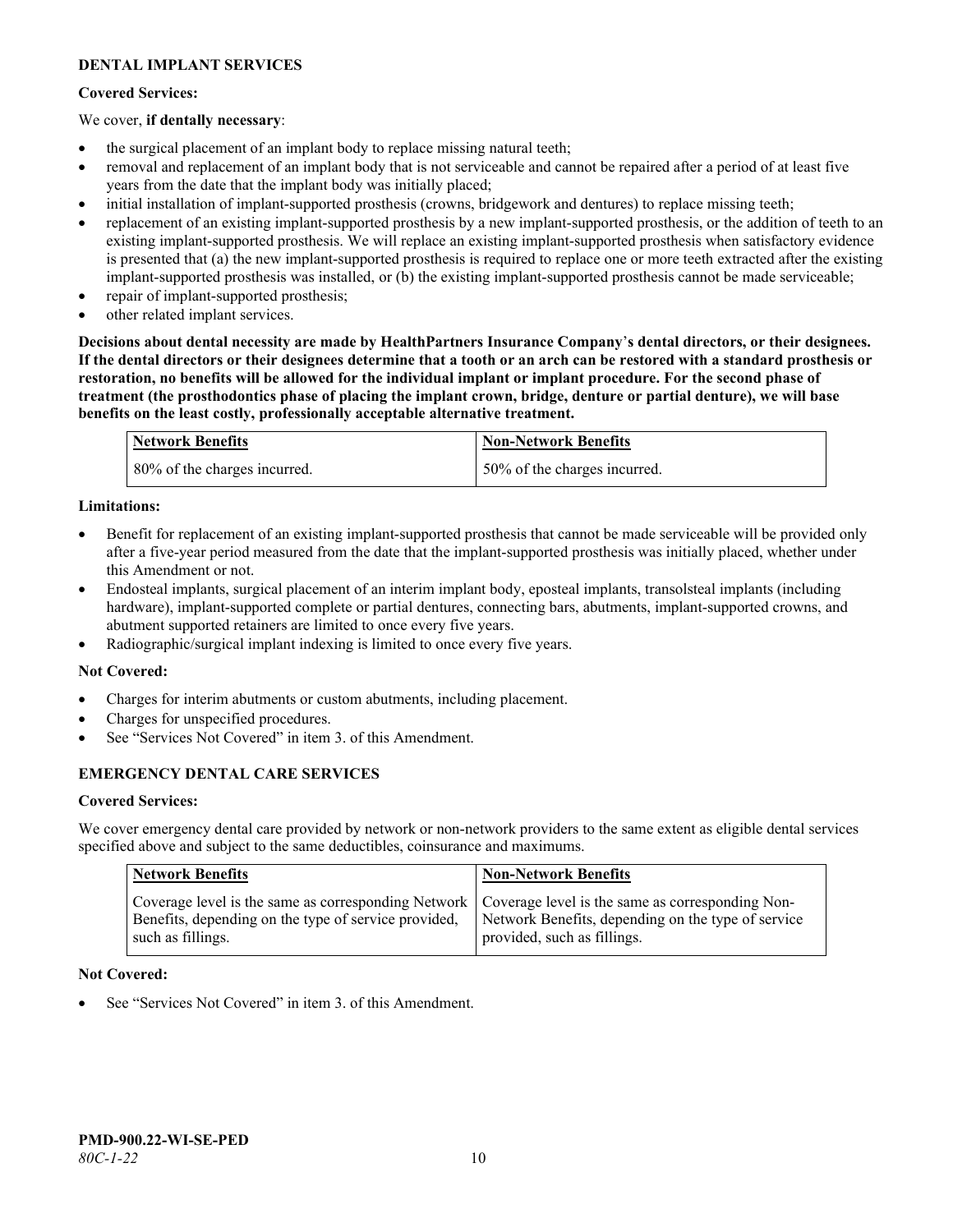## DENTAL IMPLANT SERVICES

**Covered Services:**

We cover, **if dentally necessary**:

- the surgical placement of an implant body to replace missing natural teeth;
- removal and replacement of an implant body that is not serviceable and cannot be repaired after a period of at least five years from the date that the implant body was initially placed;
- initial installation of implant-supported prosthesis (crowns, bridgework and dentures) to replace missing teeth;
- replacement of an existing implant-supported prosthesis by a new implant-supported prosthesis, or the addition of teeth to an existing implant-supported prosthesis. We will replace an existing implant-supported prosthesis when satisfactory evidence is presented that (a) the new implant-supported prosthesis is required to replace one or more teeth extracted after the existing implant-supported prosthesis was installed, or (b) the existing implant-supported prosthesis cannot be made serviceable;
- repair of implant-supported prosthesis;
- other related implant services.

**Decisions about dental necessity are made by HealthPartners Insurance Company's dental directors, or their designees. If the dental directors or their designees determine that a tooth or an arch can be restored with a standard prosthesis or restoration, no benefits will be allowed for the individual implant or implant procedure. For the second phase of treatment (the prosthodontics phase of placing the implant crown, bridge, denture or partial denture), we will base benefits on the least costly, professionally acceptable alternative treatment.**

| Network Benefits | Non-Network Benefits |
|---|---|
| 80% of the charges incurred. | 50% of the charges incurred. |

**Limitations:**

- Benefit for replacement of an existing implant-supported prosthesis that cannot be made serviceable will be provided only after a five-year period measured from the date that the implant-supported prosthesis was initially placed, whether under this Amendment or not.
- Endosteal implants, surgical placement of an interim implant body, eposteal implants, transolsteal implants (including hardware), implant-supported complete or partial dentures, connecting bars, abutments, implant-supported crowns, and abutment supported retainers are limited to once every five years.
- Radiographic/surgical implant indexing is limited to once every five years.

**Not Covered:**

- Charges for interim abutments or custom abutments, including placement.
- Charges for unspecified procedures.
- See "Services Not Covered" in item 3. of this Amendment.

## EMERGENCY DENTAL CARE SERVICES

**Covered Services:**

We cover emergency dental care provided by network or non-network providers to the same extent as eligible dental services specified above and subject to the same deductibles, coinsurance and maximums.

| Network Benefits | Non-Network Benefits |
|---|---|
| Coverage level is the same as corresponding Network Benefits, depending on the type of service provided, such as fillings. | Coverage level is the same as corresponding Non-Network Benefits, depending on the type of service provided, such as fillings. |

**Not Covered:**

- See "Services Not Covered" in item 3. of this Amendment.

**PMD-900.22-WI-SE-PED**
*80C-1-22*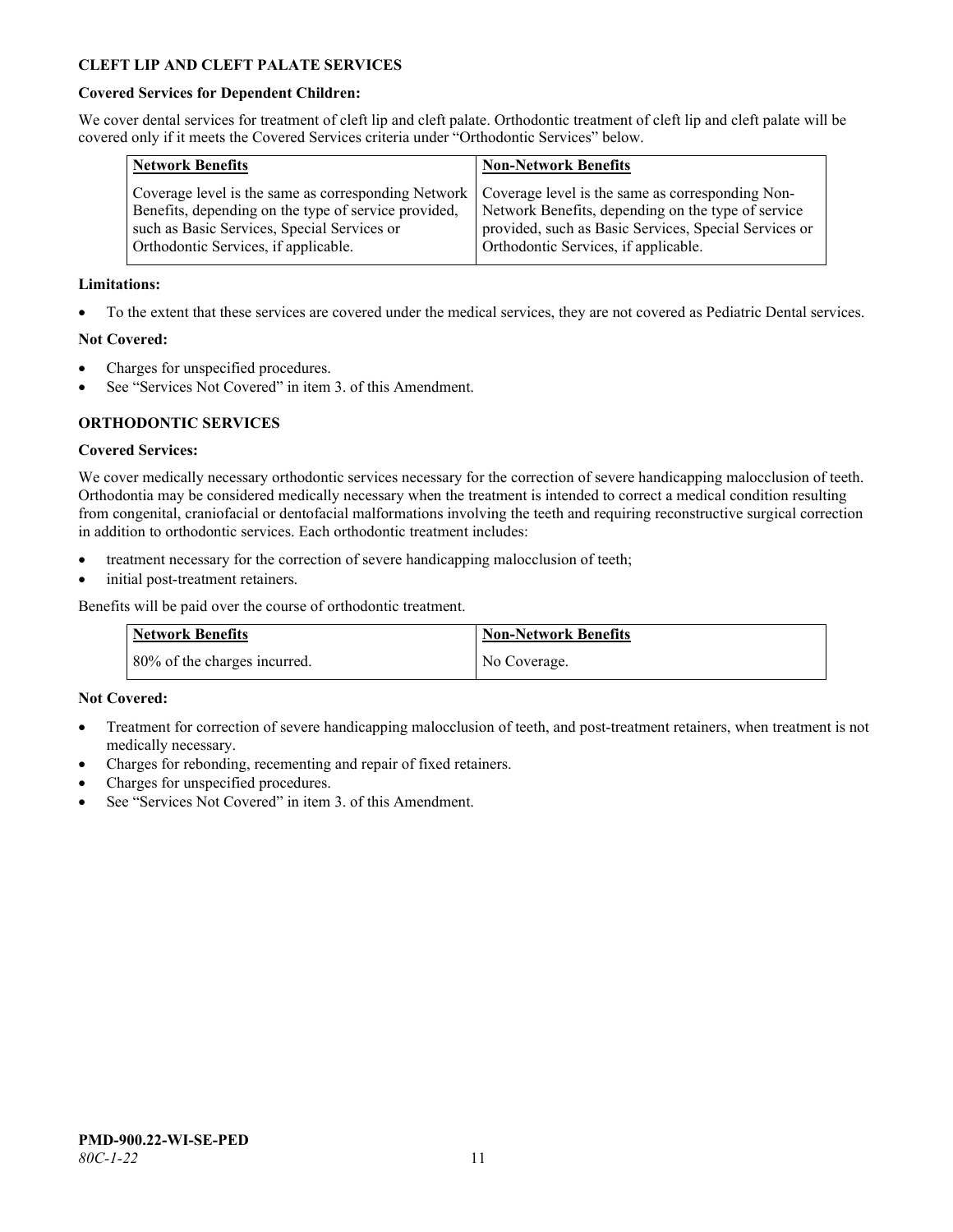**CLEFT LIP AND CLEFT PALATE SERVICES**

**Covered Services for Dependent Children:**

We cover dental services for treatment of cleft lip and cleft palate. Orthodontic treatment of cleft lip and cleft palate will be covered only if it meets the Covered Services criteria under "Orthodontic Services" below.

| Network Benefits | Non-Network Benefits |
|---|---|
| Coverage level is the same as corresponding Network Benefits, depending on the type of service provided, such as Basic Services, Special Services or Orthodontic Services, if applicable. | Coverage level is the same as corresponding Non-Network Benefits, depending on the type of service provided, such as Basic Services, Special Services or Orthodontic Services, if applicable. |

**Limitations:**

- To the extent that these services are covered under the medical services, they are not covered as Pediatric Dental services.

**Not Covered:**

- Charges for unspecified procedures.
- See "Services Not Covered" in item 3. of this Amendment.

**ORTHODONTIC SERVICES**

**Covered Services:**

We cover medically necessary orthodontic services necessary for the correction of severe handicapping malocclusion of teeth. Orthodontia may be considered medically necessary when the treatment is intended to correct a medical condition resulting from congenital, craniofacial or dentofacial malformations involving the teeth and requiring reconstructive surgical correction in addition to orthodontic services. Each orthodontic treatment includes:

- treatment necessary for the correction of severe handicapping malocclusion of teeth;
- initial post-treatment retainers.

Benefits will be paid over the course of orthodontic treatment.

| Network Benefits | Non-Network Benefits |
|---|---|
| 80% of the charges incurred. | No Coverage. |

**Not Covered:**

- Treatment for correction of severe handicapping malocclusion of teeth, and post-treatment retainers, when treatment is not medically necessary.
- Charges for rebonding, recementing and repair of fixed retainers.
- Charges for unspecified procedures.
- See "Services Not Covered" in item 3. of this Amendment.

**PMD-900.22-WI-SE-PED**
*80C-1-22*